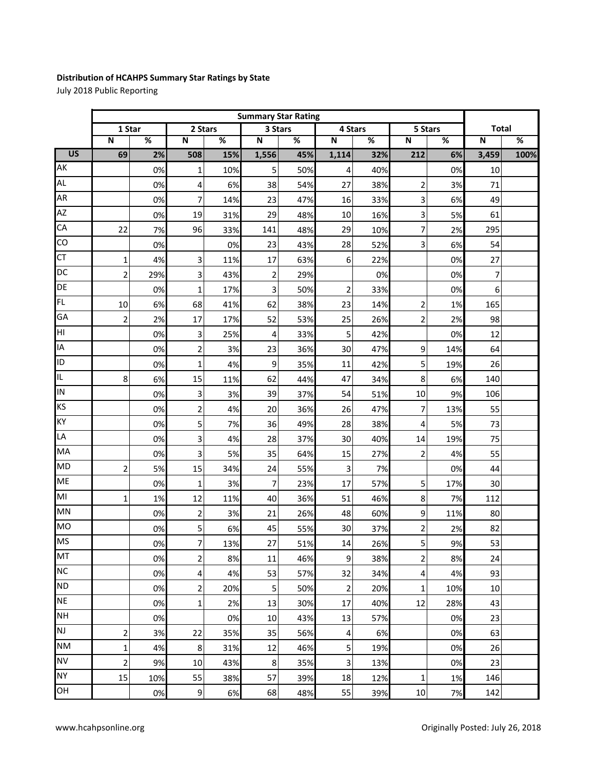**Distribution of HCAHPS Summary Star Ratings by State**

July 2018 Public Reporting

| | Summary Star Rating | | | | | | | | | | | |
|---|---|---|---|---|---|---|---|---|---|---|---|---|
| | 1 Star | | 2 Stars | | 3 Stars | | 4 Stars | | 5 Stars | | Total | |
| | N | % | N | % | N | % | N | % | N | % | N | % |
| **US** | **69** | **2%** | **508** | **15%** | **1,556** | **45%** | **1,114** | **32%** | **212** | **6%** | **3,459** | **100%** |
| AK | | 0% | 1 | 10% | 5 | 50% | 4 | 40% | | 0% | 10 | |
| AL | | 0% | 4 | 6% | 38 | 54% | 27 | 38% | 2 | 3% | 71 | |
| AR | | 0% | 7 | 14% | 23 | 47% | 16 | 33% | 3 | 6% | 49 | |
| AZ | | 0% | 19 | 31% | 29 | 48% | 10 | 16% | 3 | 5% | 61 | |
| CA | 22 | 7% | 96 | 33% | 141 | 48% | 29 | 10% | 7 | 2% | 295 | |
| CO | | 0% | | 0% | 23 | 43% | 28 | 52% | 3 | 6% | 54 | |
| CT | 1 | 4% | 3 | 11% | 17 | 63% | 6 | 22% | | 0% | 27 | |
| DC | 2 | 29% | 3 | 43% | 2 | 29% | | 0% | | 0% | 7 | |
| DE | | 0% | 1 | 17% | 3 | 50% | 2 | 33% | | 0% | 6 | |
| FL | 10 | 6% | 68 | 41% | 62 | 38% | 23 | 14% | 2 | 1% | 165 | |
| GA | 2 | 2% | 17 | 17% | 52 | 53% | 25 | 26% | 2 | 2% | 98 | |
| HI | | 0% | 3 | 25% | 4 | 33% | 5 | 42% | | 0% | 12 | |
| IA | | 0% | 2 | 3% | 23 | 36% | 30 | 47% | 9 | 14% | 64 | |
| ID | | 0% | 1 | 4% | 9 | 35% | 11 | 42% | 5 | 19% | 26 | |
| IL | 8 | 6% | 15 | 11% | 62 | 44% | 47 | 34% | 8 | 6% | 140 | |
| IN | | 0% | 3 | 3% | 39 | 37% | 54 | 51% | 10 | 9% | 106 | |
| KS | | 0% | 2 | 4% | 20 | 36% | 26 | 47% | 7 | 13% | 55 | |
| KY | | 0% | 5 | 7% | 36 | 49% | 28 | 38% | 4 | 5% | 73 | |
| LA | | 0% | 3 | 4% | 28 | 37% | 30 | 40% | 14 | 19% | 75 | |
| MA | | 0% | 3 | 5% | 35 | 64% | 15 | 27% | 2 | 4% | 55 | |
| MD | 2 | 5% | 15 | 34% | 24 | 55% | 3 | 7% | | 0% | 44 | |
| ME | | 0% | 1 | 3% | 7 | 23% | 17 | 57% | 5 | 17% | 30 | |
| MI | 1 | 1% | 12 | 11% | 40 | 36% | 51 | 46% | 8 | 7% | 112 | |
| MN | | 0% | 2 | 3% | 21 | 26% | 48 | 60% | 9 | 11% | 80 | |
| MO | | 0% | 5 | 6% | 45 | 55% | 30 | 37% | 2 | 2% | 82 | |
| MS | | 0% | 7 | 13% | 27 | 51% | 14 | 26% | 5 | 9% | 53 | |
| MT | | 0% | 2 | 8% | 11 | 46% | 9 | 38% | 2 | 8% | 24 | |
| NC | | 0% | 4 | 4% | 53 | 57% | 32 | 34% | 4 | 4% | 93 | |
| ND | | 0% | 2 | 20% | 5 | 50% | 2 | 20% | 1 | 10% | 10 | |
| NE | | 0% | 1 | 2% | 13 | 30% | 17 | 40% | 12 | 28% | 43 | |
| NH | | 0% | | 0% | 10 | 43% | 13 | 57% | | 0% | 23 | |
| NJ | 2 | 3% | 22 | 35% | 35 | 56% | 4 | 6% | | 0% | 63 | |
| NM | 1 | 4% | 8 | 31% | 12 | 46% | 5 | 19% | | 0% | 26 | |
| NV | 2 | 9% | 10 | 43% | 8 | 35% | 3 | 13% | | 0% | 23 | |
| NY | 15 | 10% | 55 | 38% | 57 | 39% | 18 | 12% | 1 | 1% | 146 | |
| OH | | 0% | 9 | 6% | 68 | 48% | 55 | 39% | 10 | 7% | 142 | |

www.hcahpsonline.org

Originally Posted: July 26, 2018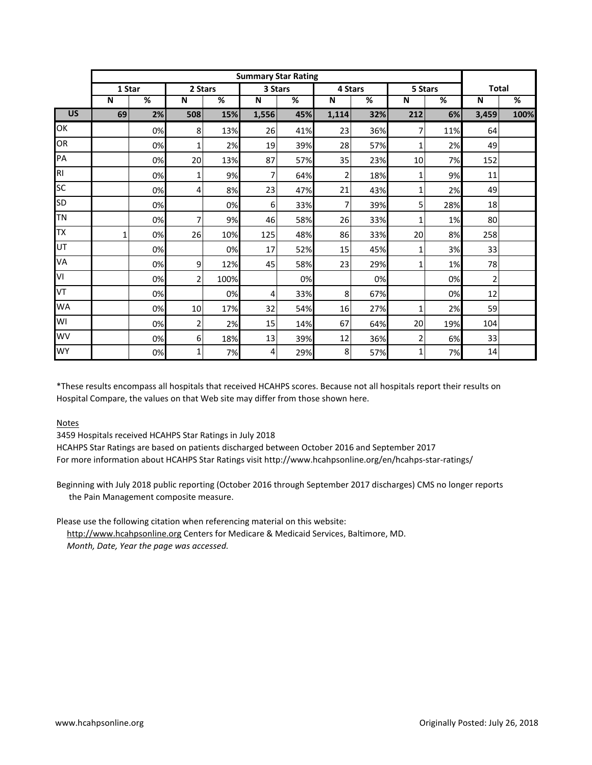| | Summary Star Rating | | | | | | | | | | | |
|---|---|---|---|---|---|---|---|---|---|---|---|---|
| | 1 Star | | 2 Stars | | 3 Stars | | 4 Stars | | 5 Stars | | Total | |
| | N | % | N | % | N | % | N | % | N | % | N | % |
| **US** | **69** | **2%** | **508** | **15%** | **1,556** | **45%** | **1,114** | **32%** | **212** | **6%** | **3,459** | **100%** |
| OK | | 0% | 8 | 13% | 26 | 41% | 23 | 36% | 7 | 11% | 64 | |
| OR | | 0% | 1 | 2% | 19 | 39% | 28 | 57% | 1 | 2% | 49 | |
| PA | | 0% | 20 | 13% | 87 | 57% | 35 | 23% | 10 | 7% | 152 | |
| RI | | 0% | 1 | 9% | 7 | 64% | 2 | 18% | 1 | 9% | 11 | |
| SC | | 0% | 4 | 8% | 23 | 47% | 21 | 43% | 1 | 2% | 49 | |
| SD | | 0% | | 0% | 6 | 33% | 7 | 39% | 5 | 28% | 18 | |
| TN | | 0% | 7 | 9% | 46 | 58% | 26 | 33% | 1 | 1% | 80 | |
| TX | 1 | 0% | 26 | 10% | 125 | 48% | 86 | 33% | 20 | 8% | 258 | |
| UT | | 0% | | 0% | 17 | 52% | 15 | 45% | 1 | 3% | 33 | |
| VA | | 0% | 9 | 12% | 45 | 58% | 23 | 29% | 1 | 1% | 78 | |
| VI | | 0% | 2 | 100% | | 0% | | 0% | | 0% | 2 | |
| VT | | 0% | | 0% | 4 | 33% | 8 | 67% | | 0% | 12 | |
| WA | | 0% | 10 | 17% | 32 | 54% | 16 | 27% | 1 | 2% | 59 | |
| WI | | 0% | 2 | 2% | 15 | 14% | 67 | 64% | 20 | 19% | 104 | |
| WV | | 0% | 6 | 18% | 13 | 39% | 12 | 36% | 2 | 6% | 33 | |
| WY | | 0% | 1 | 7% | 4 | 29% | 8 | 57% | 1 | 7% | 14 | |

*These results encompass all hospitals that received HCAHPS scores. Because not all hospitals report their results on Hospital Compare, the values on that Web site may differ from those shown here.

Notes

3459 Hospitals received HCAHPS Star Ratings in July 2018

HCAHPS Star Ratings are based on patients discharged between October 2016 and September 2017

For more information about HCAHPS Star Ratings visit http://www.hcahpsonline.org/en/hcahps-star-ratings/

Beginning with July 2018 public reporting (October 2016 through September 2017 discharges) CMS no longer reports the Pain Management composite measure.

Please use the following citation when referencing material on this website:

http://www.hcahpsonline.org Centers for Medicare & Medicaid Services, Baltimore, MD.
*Month, Date, Year the page was accessed.*

www.hcahpsonline.org

Originally Posted: July 26, 2018